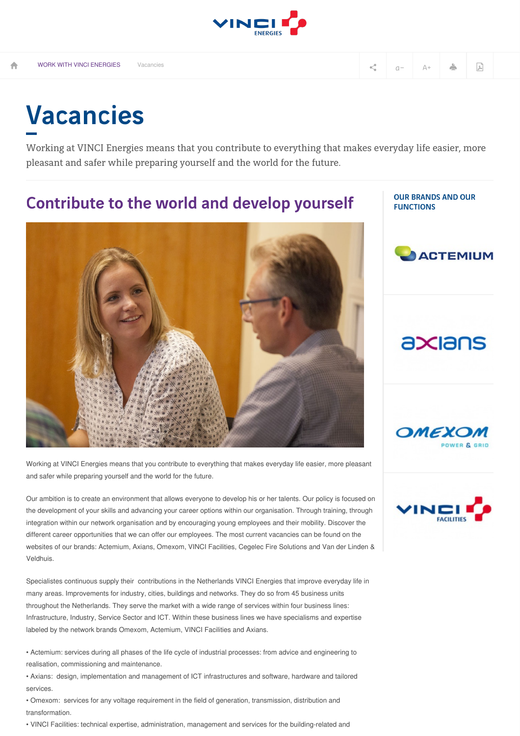WORK WITH VINCI ENERGIES    Vacancies

# Vacancies

Working at VINCI Energies means that you contribute to everything that makes everyday life easier, more pleasant and safer while preparing yourself and the world for the future.

## Contribute to the world and develop yourself

Working at VINCI Energies means that you contribute to everything that makes everyday life easier, more pleasant and safer while preparing yourself and the world for the future.

Our ambition is to create an environment that allows everyone to develop his or her talents. Our policy is focused on the development of your skills and advancing your career options within our organisation. Through training, through integration within our network organisation and by encouraging young employees and their mobility. Discover the different career opportunities that we can offer our employees. The most current vacancies can be found on the websites of our brands: Actemium, Axians, Omexom, VINCI Facilities, Cegelec Fire Solutions and Van der Linden & Veldhuis.

Specialistes continuous supply their contributions in the Netherlands VINCI Energies that improve everyday life in many areas. Improvements for industry, cities, buildings and networks. They do so from 45 business units throughout the Netherlands. They serve the market with a wide range of services within four business lines: Infrastructure, Industry, Service Sector and ICT. Within these business lines we have specialisms and expertise labeled by the network brands Omexom, Actemium, VINCI Facilities and Axians.

- Actemium: services during all phases of the life cycle of industrial processes: from advice and engineering to realisation, commissioning and maintenance.
- Axians: design, implementation and management of ICT infrastructures and software, hardware and tailored services.
- Omexom: services for any voltage requirement in the field of generation, transmission, distribution and transformation.
- VINCI Facilities: technical expertise, administration, management and services for the building-related and

### OUR BRANDS AND OUR FUNCTIONS

ACTEMIUM

axians

OMEXOM POWER & GRID

VINCI FACILITIES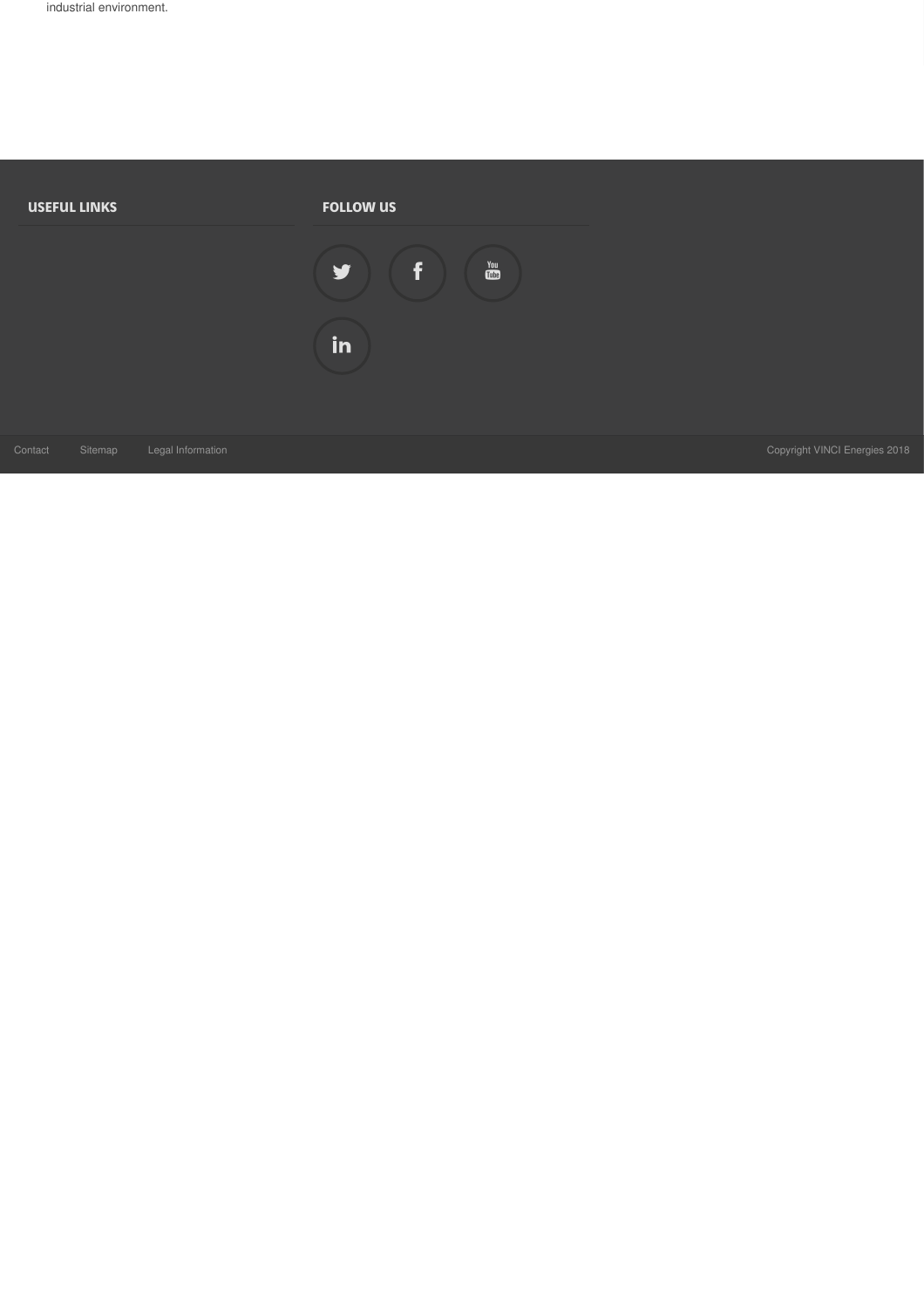industrial environment.

## USEFUL LINKS

## FOLLOW US

Contact Sitemap Legal Information

Copyright VINCI Energies 2018